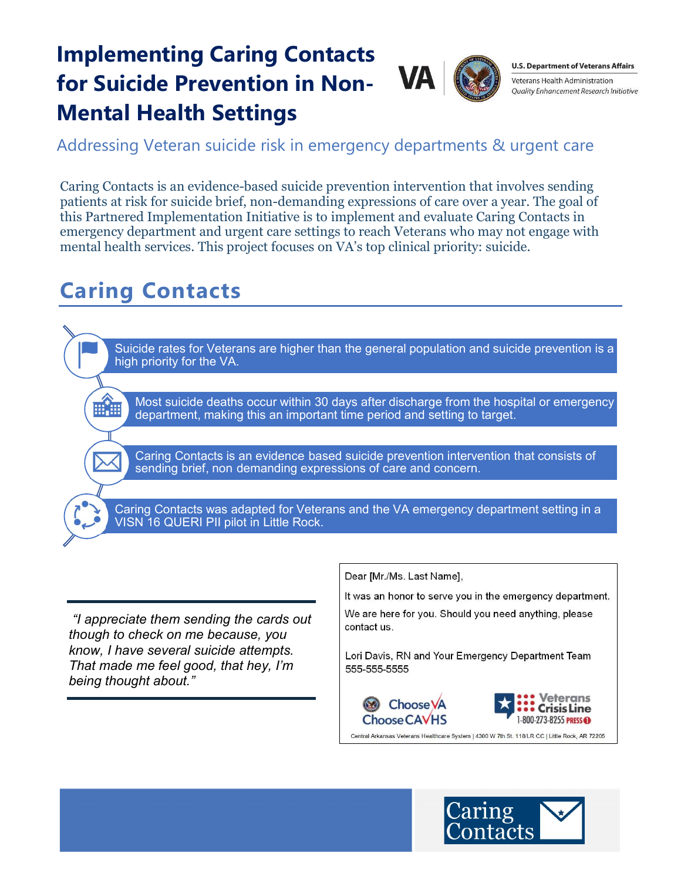# Implementing Caring Contacts for Suicide Prevention in Non-Mental Health Settings

U.S. Department of Veterans Affairs
Veterans Health Administration
*Quality Enhancement Research Initiative*

## Addressing Veteran suicide risk in emergency departments & urgent care

Caring Contacts is an evidence-based suicide prevention intervention that involves sending patients at risk for suicide brief, non-demanding expressions of care over a year. The goal of this Partnered Implementation Initiative is to implement and evaluate Caring Contacts in emergency department and urgent care settings to reach Veterans who may not engage with mental health services. This project focuses on VA's top clinical priority: suicide.

## Caring Contacts

- Suicide rates for Veterans are higher than the general population and suicide prevention is a high priority for the VA.
- Most suicide deaths occur within 30 days after discharge from the hospital or emergency department, making this an important time period and setting to target.
- Caring Contacts is an evidence based suicide prevention intervention that consists of sending brief, non demanding expressions of care and concern.
- Caring Contacts was adapted for Veterans and the VA emergency department setting in a VISN 16 QUERI PII pilot in Little Rock.

*"I appreciate them sending the cards out though to check on me because, you know, I have several suicide attempts. That made me feel good, that hey, I'm being thought about."*

Dear [Mr./Ms. Last Name],

It was an honor to serve you in the emergency department.

We are here for you. Should you need anything, please contact us.

Lori Davis, RN and Your Emergency Department Team
555-555-5555

Choose VA Choose CAVHS

Veterans Crisis Line 1-800-273-8255 PRESS 1

Central Arkansas Veterans Healthcare System | 4300 W 7th St. 118/LR CC | Little Rock, AR 72205

Caring Contacts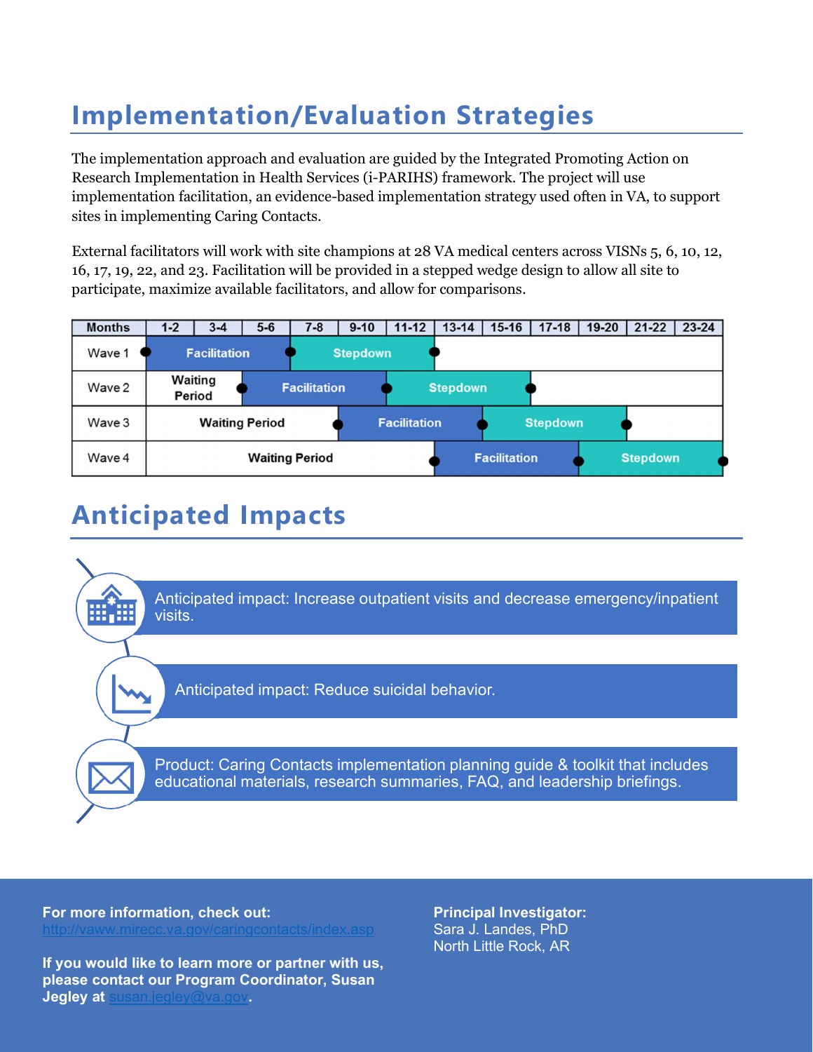# Implementation/Evaluation Strategies

The implementation approach and evaluation are guided by the Integrated Promoting Action on Research Implementation in Health Services (i-PARIHS) framework. The project will use implementation facilitation, an evidence-based implementation strategy used often in VA, to support sites in implementing Caring Contacts.

External facilitators will work with site champions at 28 VA medical centers across VISNs 5, 6, 10, 12, 16, 17, 19, 22, and 23. Facilitation will be provided in a stepped wedge design to allow all site to participate, maximize available facilitators, and allow for comparisons.

| Months | 1-2 | 3-4 | 5-6 | 7-8 | 9-10 | 11-12 | 13-14 | 15-16 | 17-18 | 19-20 | 21-22 | 23-24 |
|---|---|---|---|---|---|---|---|---|---|---|---|---|
| Wave 1 | Facilitation | Facilitation | Facilitation | Stepdown | Stepdown | Stepdown | | | | | | |
| Wave 2 | Waiting Period | Waiting Period | Facilitation | Facilitation | Facilitation | Stepdown | Stepdown | Stepdown | | | | |
| Wave 3 | Waiting Period | Waiting Period | Waiting Period | Waiting Period | Facilitation | Facilitation | Facilitation | Stepdown | Stepdown | Stepdown | | |
| Wave 4 | Waiting Period | Waiting Period | Waiting Period | Waiting Period | Waiting Period | Waiting Period | Facilitation | Facilitation | Facilitation | Stepdown | Stepdown | Stepdown |

# Anticipated Impacts

- Anticipated impact: Increase outpatient visits and decrease emergency/inpatient visits.
- Anticipated impact: Reduce suicidal behavior.
- Product: Caring Contacts implementation planning guide & toolkit that includes educational materials, research summaries, FAQ, and leadership briefings.

**For more information, check out:**
http://vaww.mirecc.va.gov/caringcontacts/index.asp

**If you would like to learn more or partner with us, please contact our Program Coordinator, Susan Jegley at** susan.jegley@va.gov.

**Principal Investigator:**
Sara J. Landes, PhD
North Little Rock, AR